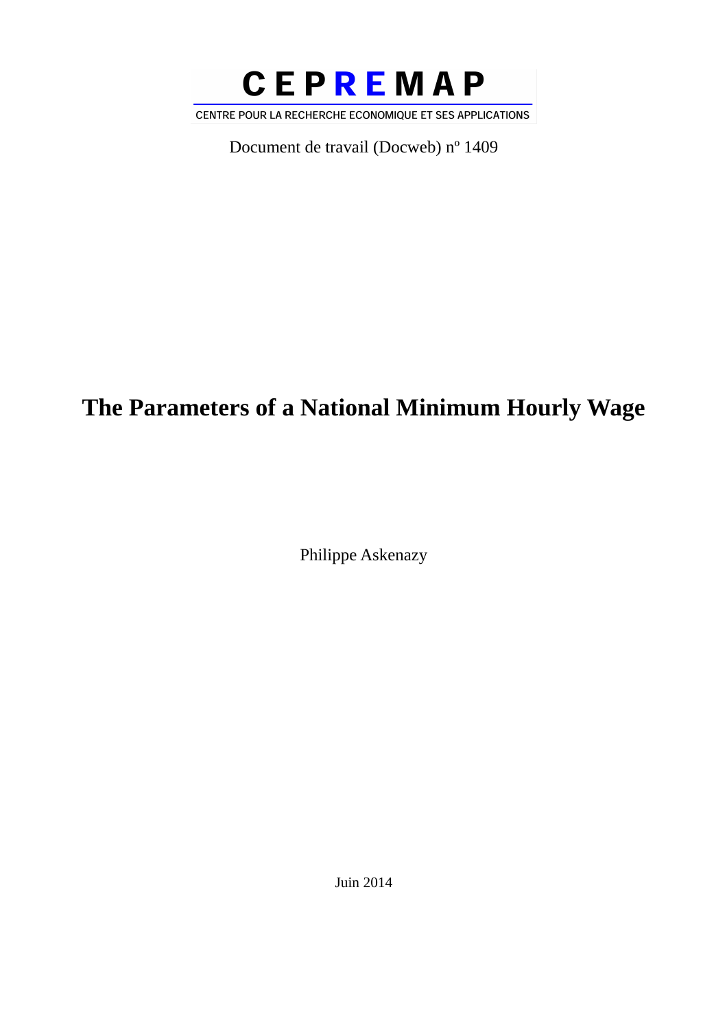**CEPREMAP**

CENTRE POUR LA RECHERCHE ECONOMIQUE ET SES APPLICATIONS

Document de travail (Docweb) nº 1409

# The Parameters of a National Minimum Hourly Wage

Philippe Askenazy

Juin 2014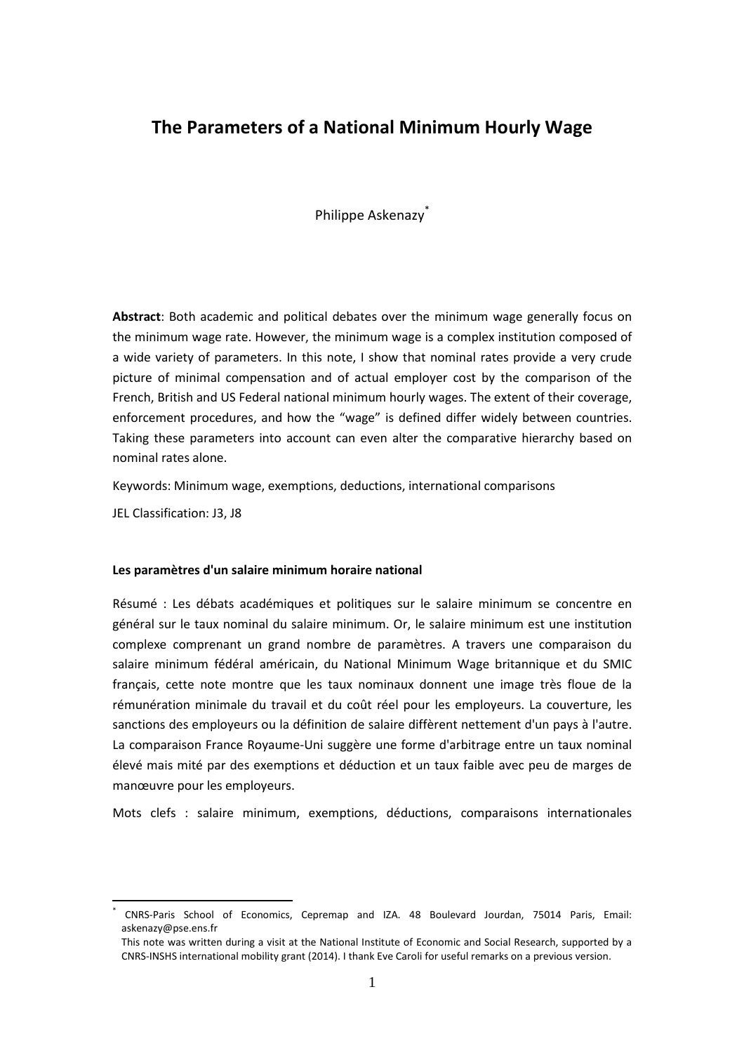# The Parameters of a National Minimum Hourly Wage

Philippe Askenazy[*]

**Abstract**: Both academic and political debates over the minimum wage generally focus on the minimum wage rate. However, the minimum wage is a complex institution composed of a wide variety of parameters. In this note, I show that nominal rates provide a very crude picture of minimal compensation and of actual employer cost by the comparison of the French, British and US Federal national minimum hourly wages. The extent of their coverage, enforcement procedures, and how the "wage" is defined differ widely between countries. Taking these parameters into account can even alter the comparative hierarchy based on nominal rates alone.

Keywords: Minimum wage, exemptions, deductions, international comparisons

JEL Classification: J3, J8

**Les paramètres d'un salaire minimum horaire national**

Résumé : Les débats académiques et politiques sur le salaire minimum se concentre en général sur le taux nominal du salaire minimum. Or, le salaire minimum est une institution complexe comprenant un grand nombre de paramètres. A travers une comparaison du salaire minimum fédéral américain, du National Minimum Wage britannique et du SMIC français, cette note montre que les taux nominaux donnent une image très floue de la rémunération minimale du travail et du coût réel pour les employeurs. La couverture, les sanctions des employeurs ou la définition de salaire diffèrent nettement d'un pays à l'autre. La comparaison France Royaume-Uni suggère une forme d'arbitrage entre un taux nominal élevé mais mité par des exemptions et déduction et un taux faible avec peu de marges de manœuvre pour les employeurs.

Mots clefs : salaire minimum, exemptions, déductions, comparaisons internationales

---

[*] CNRS-Paris School of Economics, Cepremap and IZA. 48 Boulevard Jourdan, 75014 Paris, Email: askenazy@pse.ens.fr
This note was written during a visit at the National Institute of Economic and Social Research, supported by a CNRS-INSHS international mobility grant (2014). I thank Eve Caroli for useful remarks on a previous version.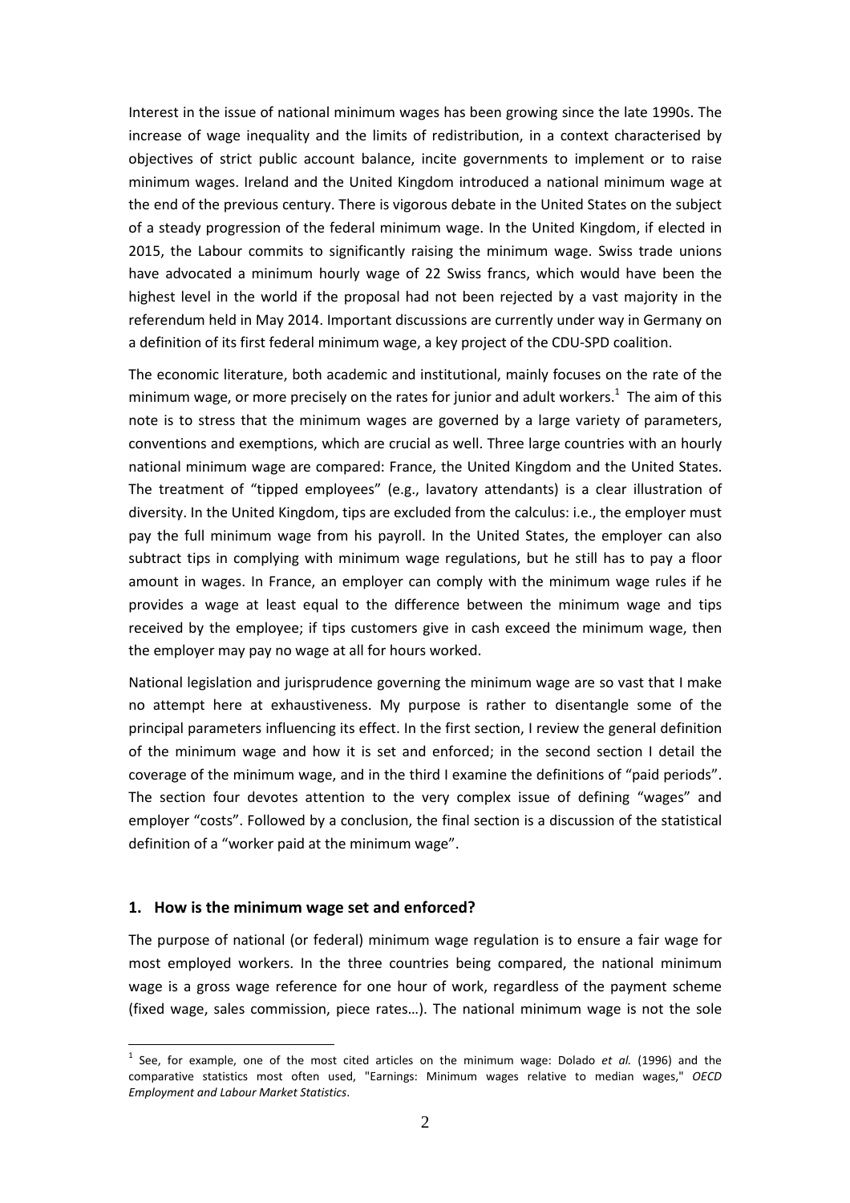Interest in the issue of national minimum wages has been growing since the late 1990s. The increase of wage inequality and the limits of redistribution, in a context characterised by objectives of strict public account balance, incite governments to implement or to raise minimum wages. Ireland and the United Kingdom introduced a national minimum wage at the end of the previous century. There is vigorous debate in the United States on the subject of a steady progression of the federal minimum wage. In the United Kingdom, if elected in 2015, the Labour commits to significantly raising the minimum wage. Swiss trade unions have advocated a minimum hourly wage of 22 Swiss francs, which would have been the highest level in the world if the proposal had not been rejected by a vast majority in the referendum held in May 2014. Important discussions are currently under way in Germany on a definition of its first federal minimum wage, a key project of the CDU-SPD coalition.

The economic literature, both academic and institutional, mainly focuses on the rate of the minimum wage, or more precisely on the rates for junior and adult workers.[1] The aim of this note is to stress that the minimum wages are governed by a large variety of parameters, conventions and exemptions, which are crucial as well. Three large countries with an hourly national minimum wage are compared: France, the United Kingdom and the United States. The treatment of "tipped employees" (e.g., lavatory attendants) is a clear illustration of diversity. In the United Kingdom, tips are excluded from the calculus: i.e., the employer must pay the full minimum wage from his payroll. In the United States, the employer can also subtract tips in complying with minimum wage regulations, but he still has to pay a floor amount in wages. In France, an employer can comply with the minimum wage rules if he provides a wage at least equal to the difference between the minimum wage and tips received by the employee; if tips customers give in cash exceed the minimum wage, then the employer may pay no wage at all for hours worked.

National legislation and jurisprudence governing the minimum wage are so vast that I make no attempt here at exhaustiveness. My purpose is rather to disentangle some of the principal parameters influencing its effect. In the first section, I review the general definition of the minimum wage and how it is set and enforced; in the second section I detail the coverage of the minimum wage, and in the third I examine the definitions of "paid periods". The section four devotes attention to the very complex issue of defining "wages" and employer "costs". Followed by a conclusion, the final section is a discussion of the statistical definition of a "worker paid at the minimum wage".

## 1. How is the minimum wage set and enforced?

The purpose of national (or federal) minimum wage regulation is to ensure a fair wage for most employed workers. In the three countries being compared, the national minimum wage is a gross wage reference for one hour of work, regardless of the payment scheme (fixed wage, sales commission, piece rates…). The national minimum wage is not the sole

[1] See, for example, one of the most cited articles on the minimum wage: Dolado *et al.* (1996) and the comparative statistics most often used, "Earnings: Minimum wages relative to median wages," *OECD Employment and Labour Market Statistics*.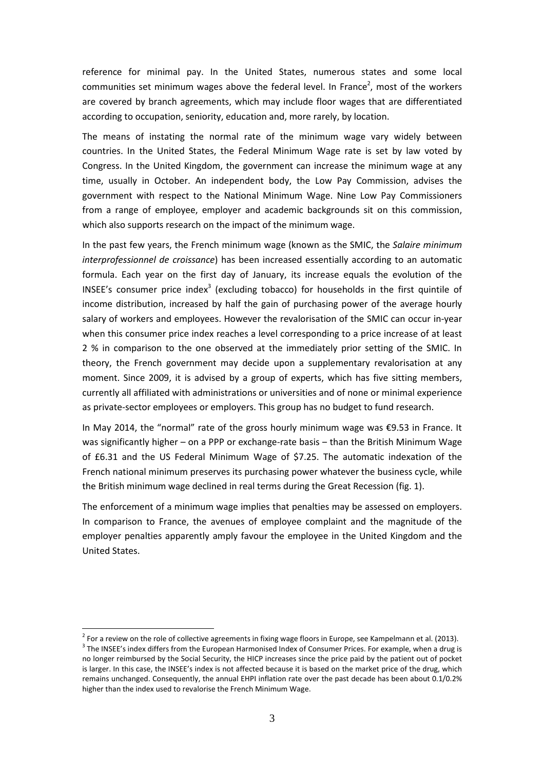reference for minimal pay. In the United States, numerous states and some local communities set minimum wages above the federal level. In France[2], most of the workers are covered by branch agreements, which may include floor wages that are differentiated according to occupation, seniority, education and, more rarely, by location.

The means of instating the normal rate of the minimum wage vary widely between countries. In the United States, the Federal Minimum Wage rate is set by law voted by Congress. In the United Kingdom, the government can increase the minimum wage at any time, usually in October. An independent body, the Low Pay Commission, advises the government with respect to the National Minimum Wage. Nine Low Pay Commissioners from a range of employee, employer and academic backgrounds sit on this commission, which also supports research on the impact of the minimum wage.

In the past few years, the French minimum wage (known as the SMIC, the *Salaire minimum interprofessionnel de croissance*) has been increased essentially according to an automatic formula. Each year on the first day of January, its increase equals the evolution of the INSEE's consumer price index[3] (excluding tobacco) for households in the first quintile of income distribution, increased by half the gain of purchasing power of the average hourly salary of workers and employees. However the revalorisation of the SMIC can occur in-year when this consumer price index reaches a level corresponding to a price increase of at least 2 % in comparison to the one observed at the immediately prior setting of the SMIC. In theory, the French government may decide upon a supplementary revalorisation at any moment. Since 2009, it is advised by a group of experts, which has five sitting members, currently all affiliated with administrations or universities and of none or minimal experience as private-sector employees or employers. This group has no budget to fund research.

In May 2014, the "normal" rate of the gross hourly minimum wage was €9.53 in France. It was significantly higher – on a PPP or exchange-rate basis – than the British Minimum Wage of £6.31 and the US Federal Minimum Wage of $7.25. The automatic indexation of the French national minimum preserves its purchasing power whatever the business cycle, while the British minimum wage declined in real terms during the Great Recession (fig. 1).

The enforcement of a minimum wage implies that penalties may be assessed on employers. In comparison to France, the avenues of employee complaint and the magnitude of the employer penalties apparently amply favour the employee in the United Kingdom and the United States.

---

[2] For a review on the role of collective agreements in fixing wage floors in Europe, see Kampelmann et al. (2013).

[3] The INSEE's index differs from the European Harmonised Index of Consumer Prices. For example, when a drug is no longer reimbursed by the Social Security, the HICP increases since the price paid by the patient out of pocket is larger. In this case, the INSEE's index is not affected because it is based on the market price of the drug, which remains unchanged. Consequently, the annual EHPI inflation rate over the past decade has been about 0.1/0.2% higher than the index used to revalorise the French Minimum Wage.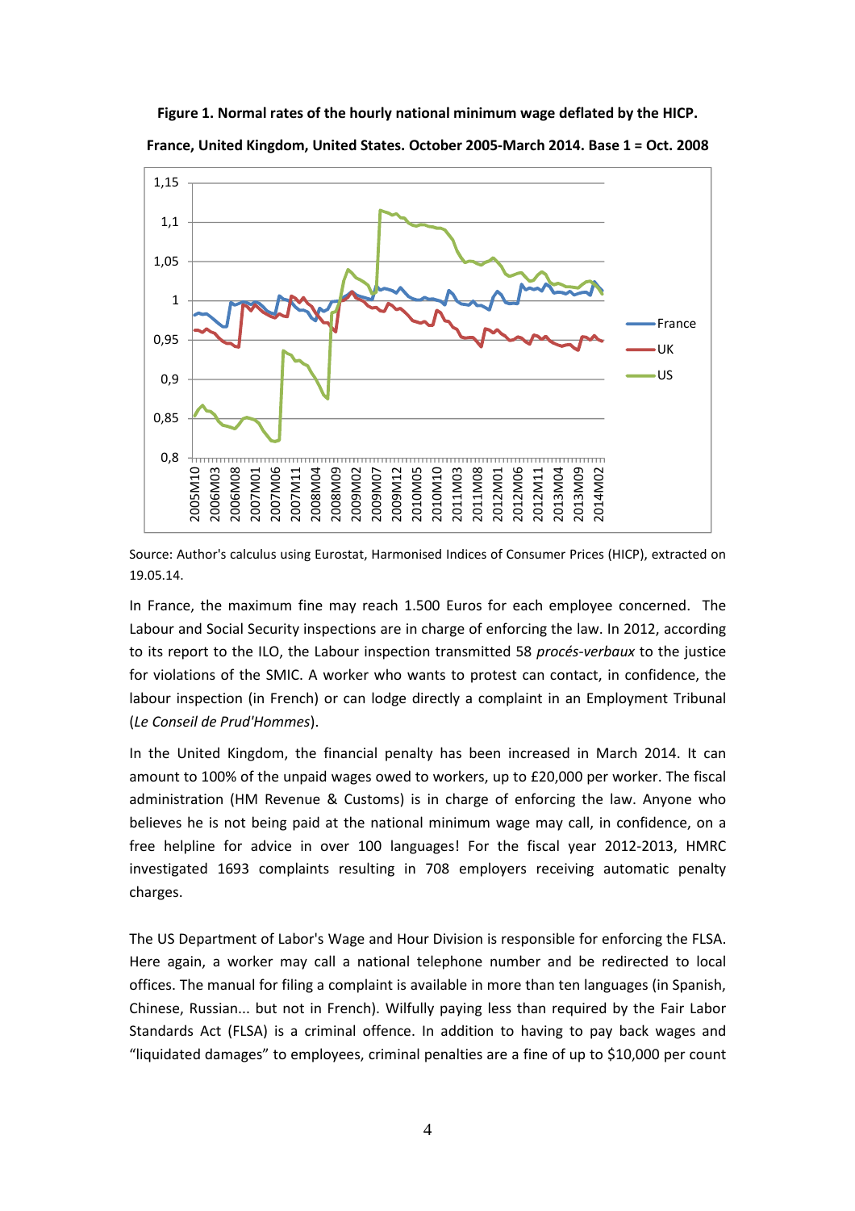**Figure 1. Normal rates of the hourly national minimum wage deflated by the HICP.**

**France, United Kingdom, United States. October 2005-March 2014. Base 1 = Oct. 2008**

1,15
1,1
1,05
1
0,95
0,9
0,85
0,8

2005M10 2006M03 2006M08 2007M01 2007M06 2007M11 2008M04 2008M09 2009M02 2009M07 2009M12 2010M05 2010M10 2011M03 2011M08 2012M01 2012M06 2012M11 2013M04 2013M09 2014M02

France
UK
US

Source: Author's calculus using Eurostat, Harmonised Indices of Consumer Prices (HICP), extracted on 19.05.14.

In France, the maximum fine may reach 1.500 Euros for each employee concerned. The Labour and Social Security inspections are in charge of enforcing the law. In 2012, according to its report to the ILO, the Labour inspection transmitted 58 *procés-verbaux* to the justice for violations of the SMIC. A worker who wants to protest can contact, in confidence, the labour inspection (in French) or can lodge directly a complaint in an Employment Tribunal (*Le Conseil de Prud'Hommes*).

In the United Kingdom, the financial penalty has been increased in March 2014. It can amount to 100% of the unpaid wages owed to workers, up to £20,000 per worker. The fiscal administration (HM Revenue & Customs) is in charge of enforcing the law. Anyone who believes he is not being paid at the national minimum wage may call, in confidence, on a free helpline for advice in over 100 languages! For the fiscal year 2012-2013, HMRC investigated 1693 complaints resulting in 708 employers receiving automatic penalty charges.

The US Department of Labor's Wage and Hour Division is responsible for enforcing the FLSA. Here again, a worker may call a national telephone number and be redirected to local offices. The manual for filing a complaint is available in more than ten languages (in Spanish, Chinese, Russian... but not in French). Wilfully paying less than required by the Fair Labor Standards Act (FLSA) is a criminal offence. In addition to having to pay back wages and "liquidated damages" to employees, criminal penalties are a fine of up to $10,000 per count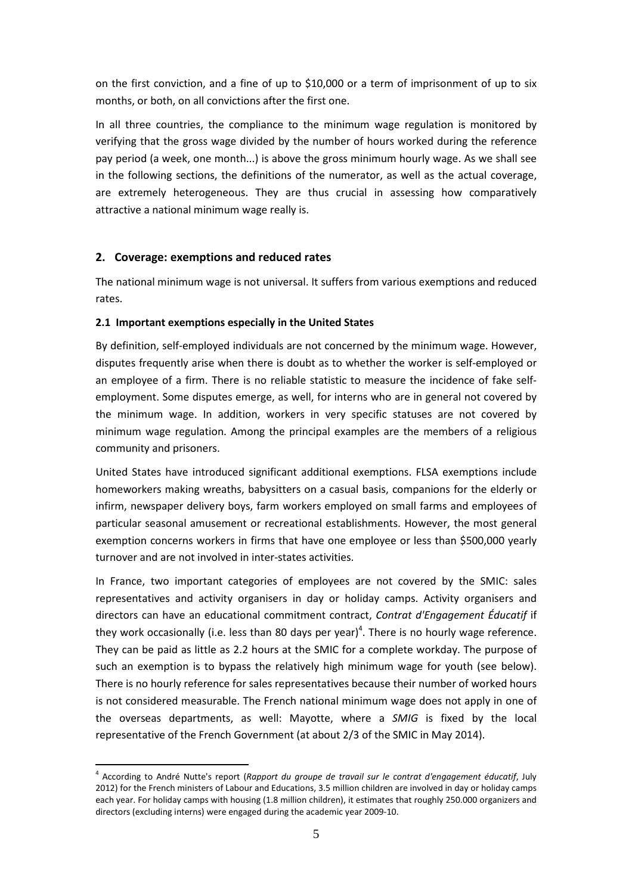on the first conviction, and a fine of up to $10,000 or a term of imprisonment of up to six months, or both, on all convictions after the first one.

In all three countries, the compliance to the minimum wage regulation is monitored by verifying that the gross wage divided by the number of hours worked during the reference pay period (a week, one month...) is above the gross minimum hourly wage. As we shall see in the following sections, the definitions of the numerator, as well as the actual coverage, are extremely heterogeneous. They are thus crucial in assessing how comparatively attractive a national minimum wage really is.

## 2. Coverage: exemptions and reduced rates

The national minimum wage is not universal. It suffers from various exemptions and reduced rates.

### 2.1 Important exemptions especially in the United States

By definition, self-employed individuals are not concerned by the minimum wage. However, disputes frequently arise when there is doubt as to whether the worker is self-employed or an employee of a firm. There is no reliable statistic to measure the incidence of fake self-employment. Some disputes emerge, as well, for interns who are in general not covered by the minimum wage. In addition, workers in very specific statuses are not covered by minimum wage regulation. Among the principal examples are the members of a religious community and prisoners.

United States have introduced significant additional exemptions. FLSA exemptions include homeworkers making wreaths, babysitters on a casual basis, companions for the elderly or infirm, newspaper delivery boys, farm workers employed on small farms and employees of particular seasonal amusement or recreational establishments. However, the most general exemption concerns workers in firms that have one employee or less than $500,000 yearly turnover and are not involved in inter-states activities.

In France, two important categories of employees are not covered by the SMIC: sales representatives and activity organisers in day or holiday camps. Activity organisers and directors can have an educational commitment contract, *Contrat d'Engagement Éducatif* if they work occasionally (i.e. less than 80 days per year)[4]. There is no hourly wage reference. They can be paid as little as 2.2 hours at the SMIC for a complete workday. The purpose of such an exemption is to bypass the relatively high minimum wage for youth (see below). There is no hourly reference for sales representatives because their number of worked hours is not considered measurable. The French national minimum wage does not apply in one of the overseas departments, as well: Mayotte, where a *SMIG* is fixed by the local representative of the French Government (at about 2/3 of the SMIC in May 2014).

[4] According to André Nutte's report (*Rapport du groupe de travail sur le contrat d'engagement éducatif*, July 2012) for the French ministers of Labour and Educations, 3.5 million children are involved in day or holiday camps each year. For holiday camps with housing (1.8 million children), it estimates that roughly 250.000 organizers and directors (excluding interns) were engaged during the academic year 2009-10.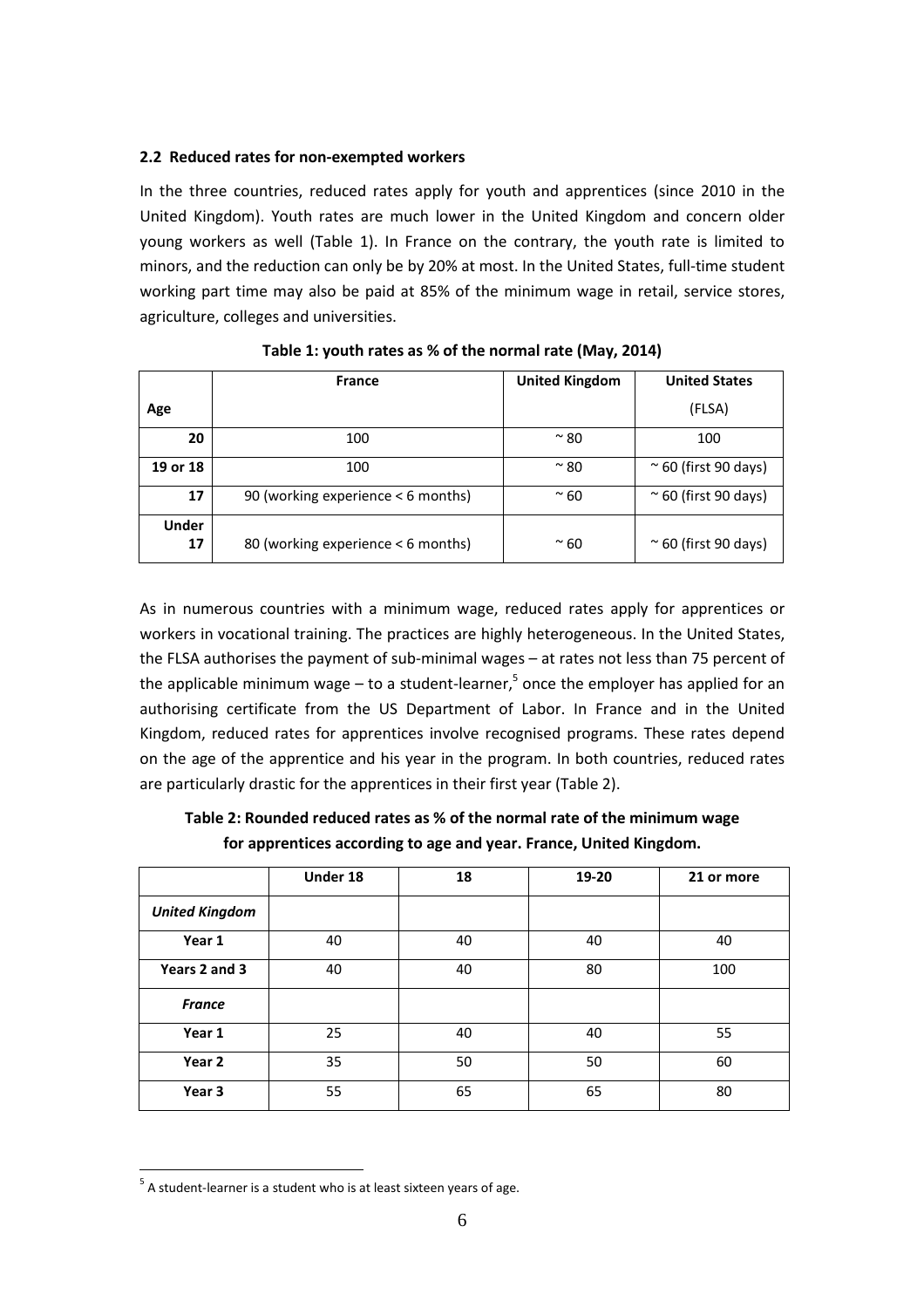### 2.2 Reduced rates for non-exempted workers

In the three countries, reduced rates apply for youth and apprentices (since 2010 in the United Kingdom). Youth rates are much lower in the United Kingdom and concern older young workers as well (Table 1). In France on the contrary, the youth rate is limited to minors, and the reduction can only be by 20% at most. In the United States, full-time student working part time may also be paid at 85% of the minimum wage in retail, service stores, agriculture, colleges and universities.

**Table 1: youth rates as % of the normal rate (May, 2014)**

| Age | France | United Kingdom | United States (FLSA) |
|---|---|---|---|
| **20** | 100 | ~ 80 | 100 |
| **19 or 18** | 100 | ~ 80 | ~ 60 (first 90 days) |
| **17** | 90 (working experience < 6 months) | ~ 60 | ~ 60 (first 90 days) |
| **Under 17** | 80 (working experience < 6 months) | ~ 60 | ~ 60 (first 90 days) |

As in numerous countries with a minimum wage, reduced rates apply for apprentices or workers in vocational training. The practices are highly heterogeneous. In the United States, the FLSA authorises the payment of sub-minimal wages – at rates not less than 75 percent of the applicable minimum wage – to a student-learner,[5] once the employer has applied for an authorising certificate from the US Department of Labor. In France and in the United Kingdom, reduced rates for apprentices involve recognised programs. These rates depend on the age of the apprentice and his year in the program. In both countries, reduced rates are particularly drastic for the apprentices in their first year (Table 2).

**Table 2: Rounded reduced rates as % of the normal rate of the minimum wage for apprentices according to age and year. France, United Kingdom.**

| | Under 18 | 18 | 19-20 | 21 or more |
|---|---|---|---|---|
| ***United Kingdom*** | | | | |
| **Year 1** | 40 | 40 | 40 | 40 |
| **Years 2 and 3** | 40 | 40 | 80 | 100 |
| ***France*** | | | | |
| **Year 1** | 25 | 40 | 40 | 55 |
| **Year 2** | 35 | 50 | 50 | 60 |
| **Year 3** | 55 | 65 | 65 | 80 |

[5] A student-learner is a student who is at least sixteen years of age.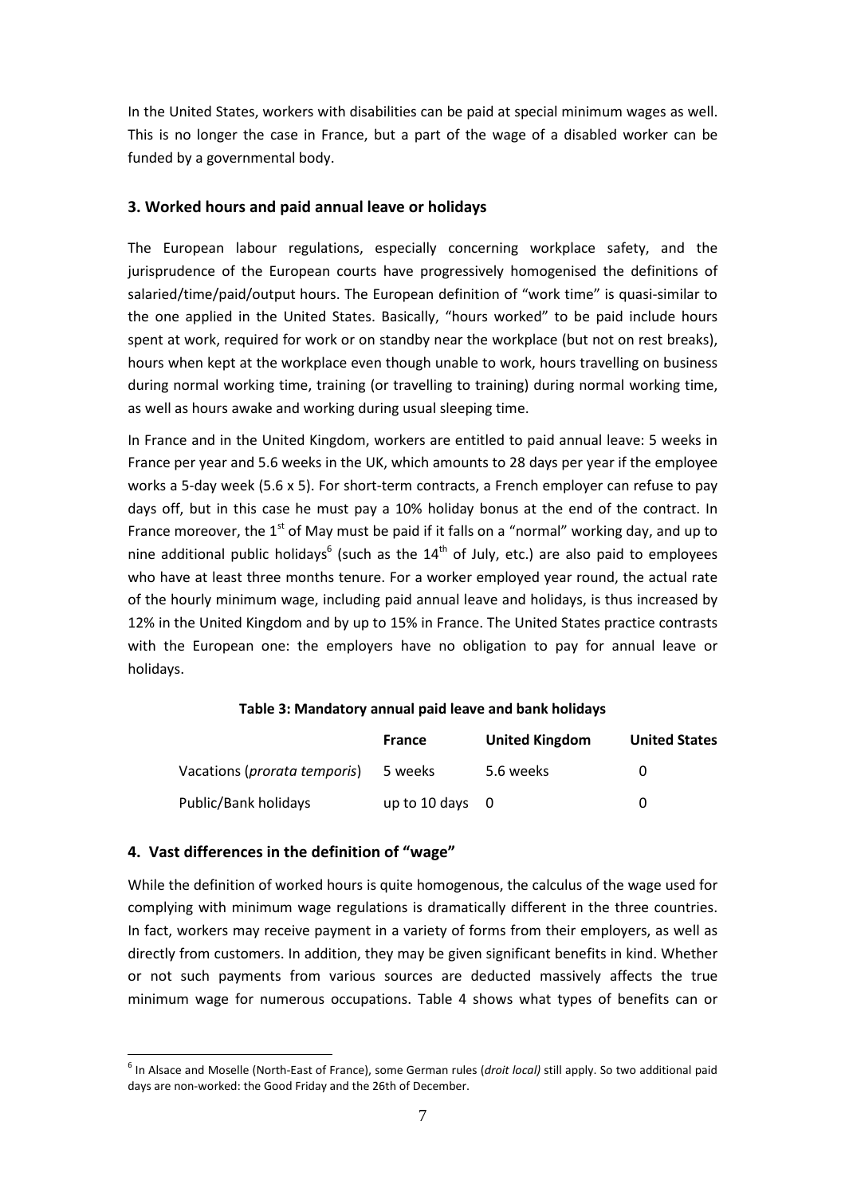In the United States, workers with disabilities can be paid at special minimum wages as well. This is no longer the case in France, but a part of the wage of a disabled worker can be funded by a governmental body.

## 3. Worked hours and paid annual leave or holidays

The European labour regulations, especially concerning workplace safety, and the jurisprudence of the European courts have progressively homogenised the definitions of salaried/time/paid/output hours. The European definition of "work time" is quasi-similar to the one applied in the United States. Basically, "hours worked" to be paid include hours spent at work, required for work or on standby near the workplace (but not on rest breaks), hours when kept at the workplace even though unable to work, hours travelling on business during normal working time, training (or travelling to training) during normal working time, as well as hours awake and working during usual sleeping time.

In France and in the United Kingdom, workers are entitled to paid annual leave: 5 weeks in France per year and 5.6 weeks in the UK, which amounts to 28 days per year if the employee works a 5-day week (5.6 x 5). For short-term contracts, a French employer can refuse to pay days off, but in this case he must pay a 10% holiday bonus at the end of the contract. In France moreover, the 1st of May must be paid if it falls on a "normal" working day, and up to nine additional public holidays[6] (such as the 14th of July, etc.) are also paid to employees who have at least three months tenure. For a worker employed year round, the actual rate of the hourly minimum wage, including paid annual leave and holidays, is thus increased by 12% in the United Kingdom and by up to 15% in France. The United States practice contrasts with the European one: the employers have no obligation to pay for annual leave or holidays.

**Table 3: Mandatory annual paid leave and bank holidays**

| | France | United Kingdom | United States |
|---|---|---|---|
| Vacations (*prorata temporis*) | 5 weeks | 5.6 weeks | 0 |
| Public/Bank holidays | up to 10 days | 0 | 0 |

## 4. Vast differences in the definition of "wage"

While the definition of worked hours is quite homogenous, the calculus of the wage used for complying with minimum wage regulations is dramatically different in the three countries. In fact, workers may receive payment in a variety of forms from their employers, as well as directly from customers. In addition, they may be given significant benefits in kind. Whether or not such payments from various sources are deducted massively affects the true minimum wage for numerous occupations. Table 4 shows what types of benefits can or

[6] In Alsace and Moselle (North-East of France), some German rules (*droit local)* still apply. So two additional paid days are non-worked: the Good Friday and the 26th of December.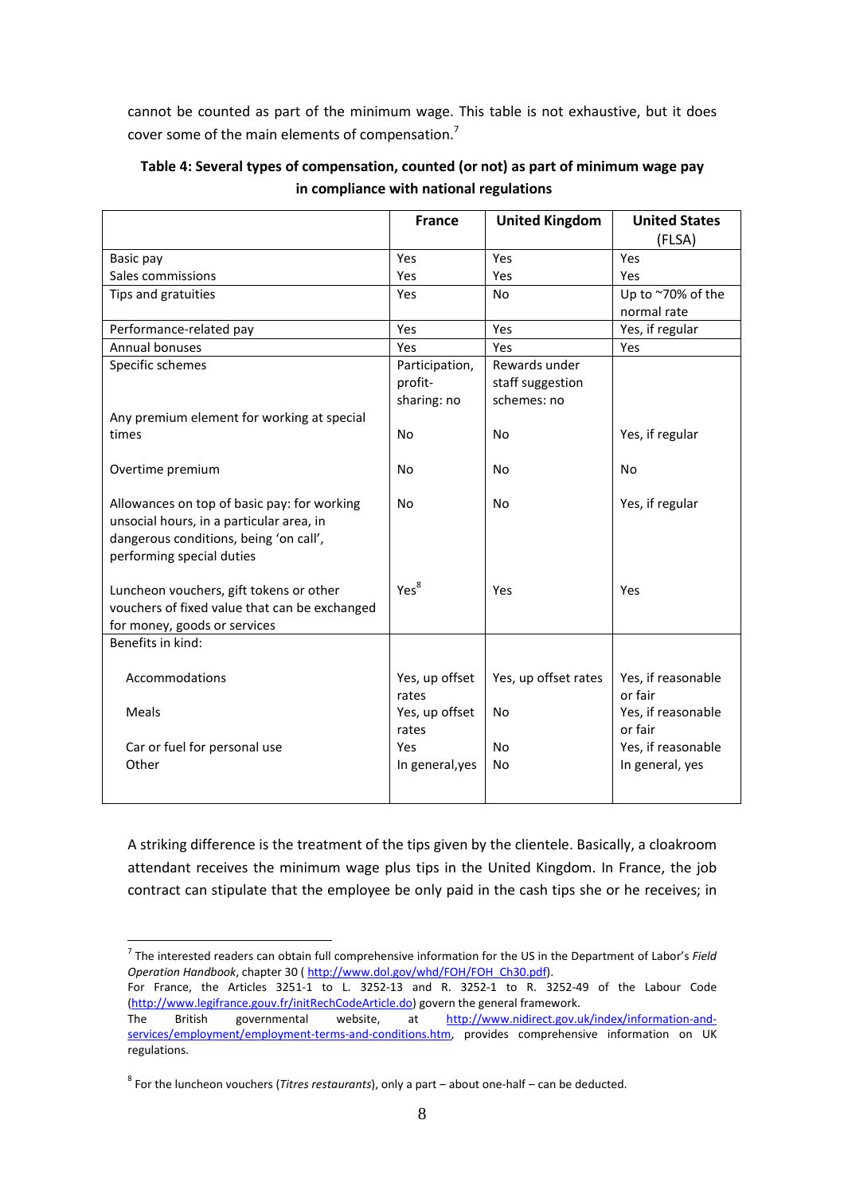cannot be counted as part of the minimum wage. This table is not exhaustive, but it does cover some of the main elements of compensation.[7]

**Table 4: Several types of compensation, counted (or not) as part of minimum wage pay in compliance with national regulations**

| | France | United Kingdom | United States (FLSA) |
|---|---|---|---|
| Basic pay | Yes | Yes | Yes |
| Sales commissions | Yes | Yes | Yes |
| Tips and gratuities | Yes | No | Up to ~70% of the normal rate |
| Performance-related pay | Yes | Yes | Yes, if regular |
| Annual bonuses | Yes | Yes | Yes |
| Specific schemes | Participation, profit-sharing: no | Rewards under staff suggestion schemes: no | |
| Any premium element for working at special times | No | No | Yes, if regular |
| Overtime premium | No | No | No |
| Allowances on top of basic pay: for working unsocial hours, in a particular area, in dangerous conditions, being 'on call', performing special duties | No | No | Yes, if regular |
| Luncheon vouchers, gift tokens or other vouchers of fixed value that can be exchanged for money, goods or services | Yes[8] | Yes | Yes |
| Benefits in kind: | | | |
| Accommodations | Yes, up offset rates | Yes, up offset rates | Yes, if reasonable or fair |
| Meals | Yes, up offset rates | No | Yes, if reasonable or fair |
| Car or fuel for personal use | Yes | No | Yes, if reasonable |
| Other | In general,yes | No | In general, yes |

A striking difference is the treatment of the tips given by the clientele. Basically, a cloakroom attendant receives the minimum wage plus tips in the United Kingdom. In France, the job contract can stipulate that the employee be only paid in the cash tips she or he receives; in

[7] The interested readers can obtain full comprehensive information for the US in the Department of Labor's *Field Operation Handbook*, chapter 30 ( http://www.dol.gov/whd/FOH/FOH_Ch30.pdf).
For France, the Articles 3251-1 to L. 3252-13 and R. 3252-1 to R. 3252-49 of the Labour Code (http://www.legifrance.gouv.fr/initRechCodeArticle.do) govern the general framework.
The British governmental website, at http://www.nidirect.gov.uk/index/information-and-services/employment/employment-terms-and-conditions.htm, provides comprehensive information on UK regulations.

[8] For the luncheon vouchers (*Titres restaurants*), only a part – about one-half – can be deducted.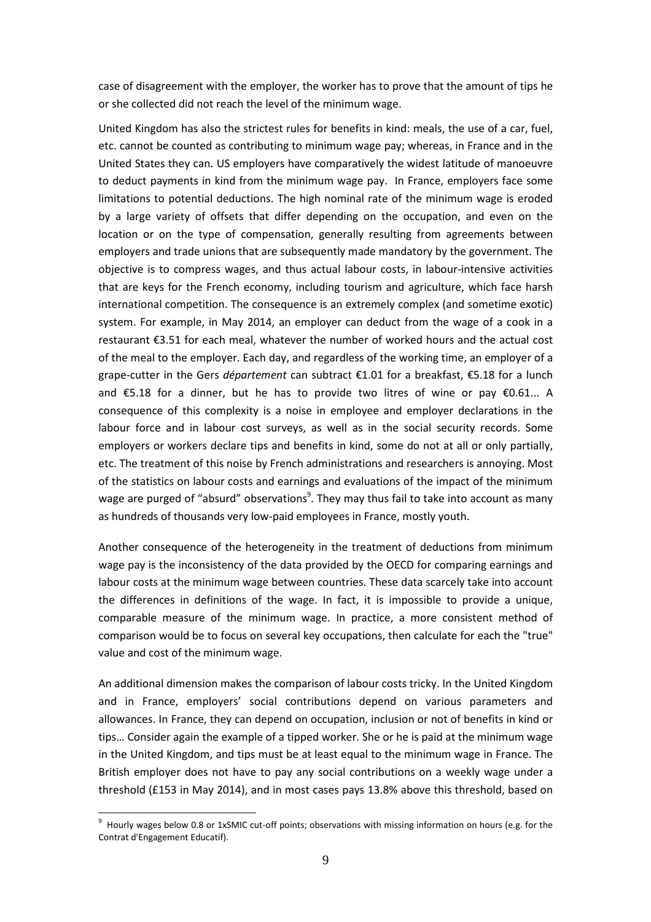case of disagreement with the employer, the worker has to prove that the amount of tips he or she collected did not reach the level of the minimum wage.

United Kingdom has also the strictest rules for benefits in kind: meals, the use of a car, fuel, etc. cannot be counted as contributing to minimum wage pay; whereas, in France and in the United States they can. US employers have comparatively the widest latitude of manoeuvre to deduct payments in kind from the minimum wage pay. In France, employers face some limitations to potential deductions. The high nominal rate of the minimum wage is eroded by a large variety of offsets that differ depending on the occupation, and even on the location or on the type of compensation, generally resulting from agreements between employers and trade unions that are subsequently made mandatory by the government. The objective is to compress wages, and thus actual labour costs, in labour-intensive activities that are keys for the French economy, including tourism and agriculture, which face harsh international competition. The consequence is an extremely complex (and sometime exotic) system. For example, in May 2014, an employer can deduct from the wage of a cook in a restaurant €3.51 for each meal, whatever the number of worked hours and the actual cost of the meal to the employer. Each day, and regardless of the working time, an employer of a grape-cutter in the Gers *département* can subtract €1.01 for a breakfast, €5.18 for a lunch and €5.18 for a dinner, but he has to provide two litres of wine or pay €0.61... A consequence of this complexity is a noise in employee and employer declarations in the labour force and in labour cost surveys, as well as in the social security records. Some employers or workers declare tips and benefits in kind, some do not at all or only partially, etc. The treatment of this noise by French administrations and researchers is annoying. Most of the statistics on labour costs and earnings and evaluations of the impact of the minimum wage are purged of "absurd" observations[9]. They may thus fail to take into account as many as hundreds of thousands very low-paid employees in France, mostly youth.

Another consequence of the heterogeneity in the treatment of deductions from minimum wage pay is the inconsistency of the data provided by the OECD for comparing earnings and labour costs at the minimum wage between countries. These data scarcely take into account the differences in definitions of the wage. In fact, it is impossible to provide a unique, comparable measure of the minimum wage. In practice, a more consistent method of comparison would be to focus on several key occupations, then calculate for each the "true" value and cost of the minimum wage.

An additional dimension makes the comparison of labour costs tricky. In the United Kingdom and in France, employers' social contributions depend on various parameters and allowances. In France, they can depend on occupation, inclusion or not of benefits in kind or tips… Consider again the example of a tipped worker. She or he is paid at the minimum wage in the United Kingdom, and tips must be at least equal to the minimum wage in France. The British employer does not have to pay any social contributions on a weekly wage under a threshold (£153 in May 2014), and in most cases pays 13.8% above this threshold, based on

[9] Hourly wages below 0.8 or 1xSMIC cut-off points; observations with missing information on hours (e.g. for the Contrat d'Engagement Educatif).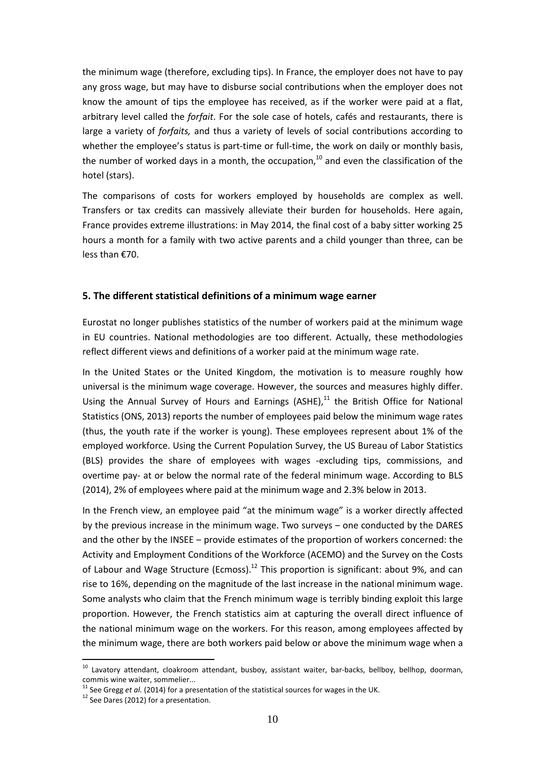the minimum wage (therefore, excluding tips). In France, the employer does not have to pay any gross wage, but may have to disburse social contributions when the employer does not know the amount of tips the employee has received, as if the worker were paid at a flat, arbitrary level called the *forfait*. For the sole case of hotels, cafés and restaurants, there is large a variety of *forfaits,* and thus a variety of levels of social contributions according to whether the employee's status is part-time or full-time, the work on daily or monthly basis, the number of worked days in a month, the occupation,[10] and even the classification of the hotel (stars).

The comparisons of costs for workers employed by households are complex as well. Transfers or tax credits can massively alleviate their burden for households. Here again, France provides extreme illustrations: in May 2014, the final cost of a baby sitter working 25 hours a month for a family with two active parents and a child younger than three, can be less than €70.

## 5. The different statistical definitions of a minimum wage earner

Eurostat no longer publishes statistics of the number of workers paid at the minimum wage in EU countries. National methodologies are too different. Actually, these methodologies reflect different views and definitions of a worker paid at the minimum wage rate.

In the United States or the United Kingdom, the motivation is to measure roughly how universal is the minimum wage coverage. However, the sources and measures highly differ. Using the Annual Survey of Hours and Earnings (ASHE),[11] the British Office for National Statistics (ONS, 2013) reports the number of employees paid below the minimum wage rates (thus, the youth rate if the worker is young). These employees represent about 1% of the employed workforce. Using the Current Population Survey, the US Bureau of Labor Statistics (BLS) provides the share of employees with wages -excluding tips, commissions, and overtime pay- at or below the normal rate of the federal minimum wage. According to BLS (2014), 2% of employees where paid at the minimum wage and 2.3% below in 2013.

In the French view, an employee paid "at the minimum wage" is a worker directly affected by the previous increase in the minimum wage. Two surveys – one conducted by the DARES and the other by the INSEE – provide estimates of the proportion of workers concerned: the Activity and Employment Conditions of the Workforce (ACEMO) and the Survey on the Costs of Labour and Wage Structure (Ecmoss).[12] This proportion is significant: about 9%, and can rise to 16%, depending on the magnitude of the last increase in the national minimum wage. Some analysts who claim that the French minimum wage is terribly binding exploit this large proportion. However, the French statistics aim at capturing the overall direct influence of the national minimum wage on the workers. For this reason, among employees affected by the minimum wage, there are both workers paid below or above the minimum wage when a

---

[10] Lavatory attendant, cloakroom attendant, busboy, assistant waiter, bar-backs, bellboy, bellhop, doorman, commis wine waiter, sommelier...

[11] See Gregg *et al.* (2014) for a presentation of the statistical sources for wages in the UK.

[12] See Dares (2012) for a presentation.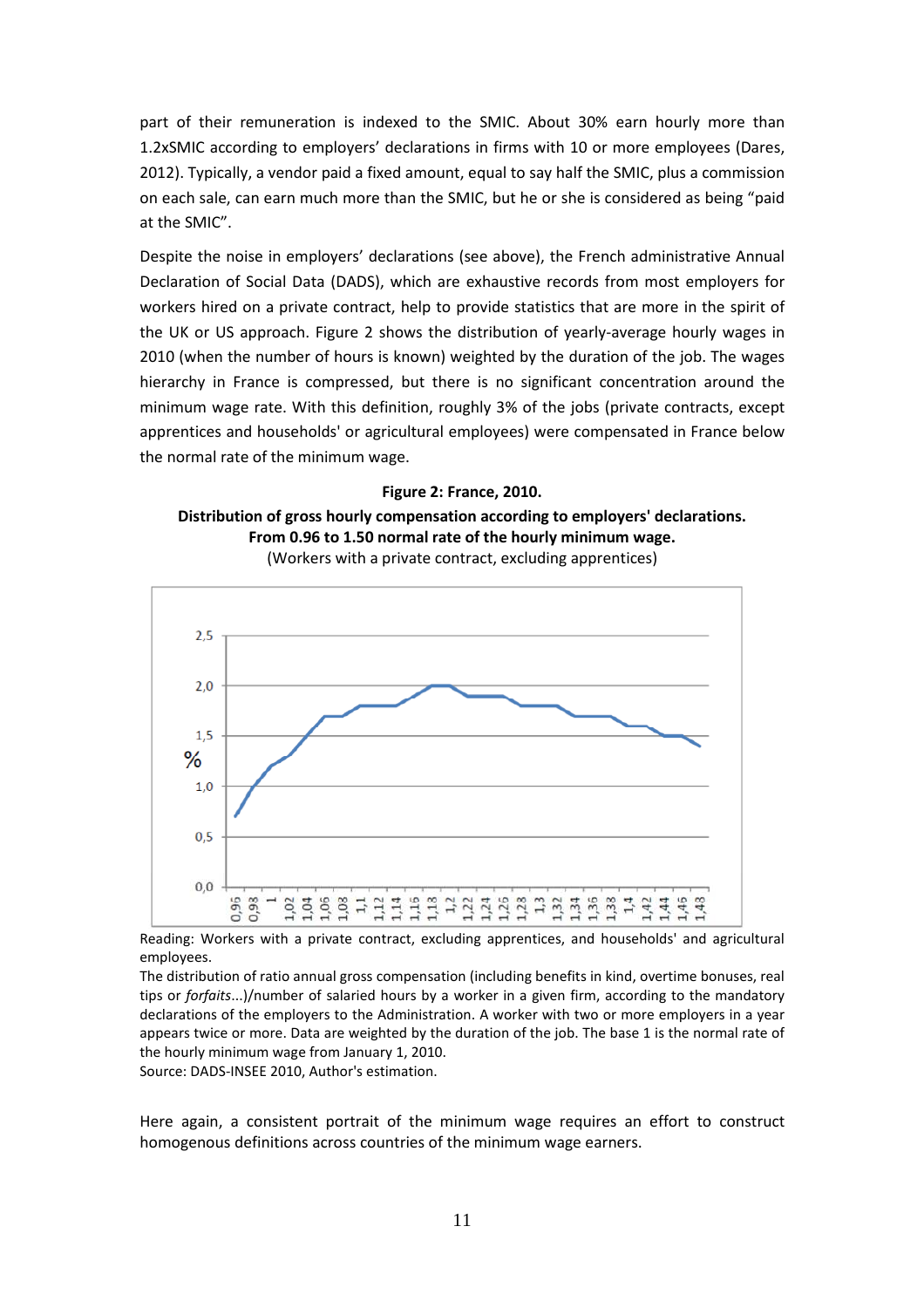part of their remuneration is indexed to the SMIC. About 30% earn hourly more than 1.2xSMIC according to employers' declarations in firms with 10 or more employees (Dares, 2012). Typically, a vendor paid a fixed amount, equal to say half the SMIC, plus a commission on each sale, can earn much more than the SMIC, but he or she is considered as being "paid at the SMIC".

Despite the noise in employers' declarations (see above), the French administrative Annual Declaration of Social Data (DADS), which are exhaustive records from most employers for workers hired on a private contract, help to provide statistics that are more in the spirit of the UK or US approach. Figure 2 shows the distribution of yearly-average hourly wages in 2010 (when the number of hours is known) weighted by the duration of the job. The wages hierarchy in France is compressed, but there is no significant concentration around the minimum wage rate. With this definition, roughly 3% of the jobs (private contracts, except apprentices and households' or agricultural employees) were compensated in France below the normal rate of the minimum wage.

**Figure 2: France, 2010.**

**Distribution of gross hourly compensation according to employers' declarations.**
**From 0.96 to 1.50 normal rate of the hourly minimum wage.**
(Workers with a private contract, excluding apprentices)

%

2,5
2,0
1,5
1,0
0,5
0,0

0,96 0,98 1 1,02 1,04 1,06 1,08 1,1 1,12 1,14 1,16 1,18 1,2 1,22 1,24 1,26 1,28 1,3 1,32 1,34 1,36 1,38 1,4 1,42 1,44 1,46 1,48

Reading: Workers with a private contract, excluding apprentices, and households' and agricultural employees.
The distribution of ratio annual gross compensation (including benefits in kind, overtime bonuses, real tips or *forfaits*...)/number of salaried hours by a worker in a given firm, according to the mandatory declarations of the employers to the Administration. A worker with two or more employers in a year appears twice or more. Data are weighted by the duration of the job. The base 1 is the normal rate of the hourly minimum wage from January 1, 2010.
Source: DADS-INSEE 2010, Author's estimation.

Here again, a consistent portrait of the minimum wage requires an effort to construct homogenous definitions across countries of the minimum wage earners.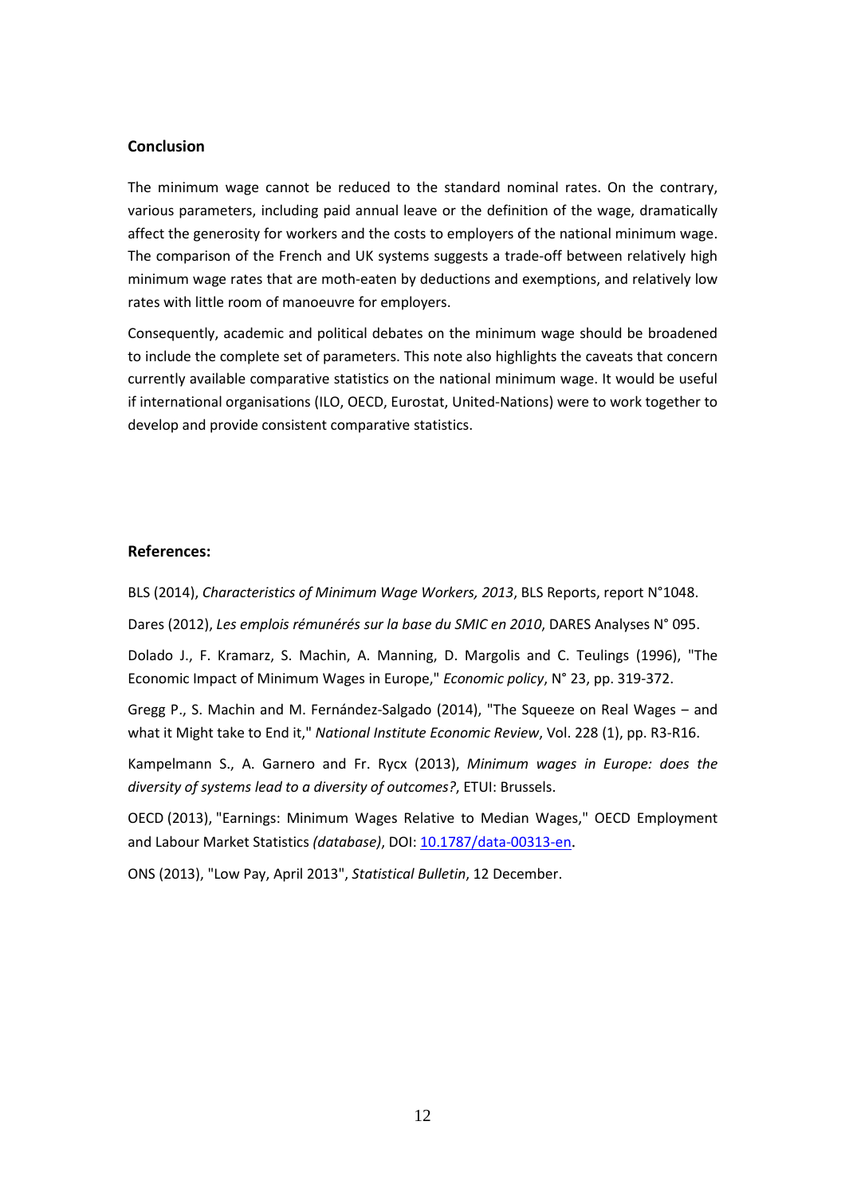## Conclusion

The minimum wage cannot be reduced to the standard nominal rates. On the contrary, various parameters, including paid annual leave or the definition of the wage, dramatically affect the generosity for workers and the costs to employers of the national minimum wage. The comparison of the French and UK systems suggests a trade-off between relatively high minimum wage rates that are moth-eaten by deductions and exemptions, and relatively low rates with little room of manoeuvre for employers.

Consequently, academic and political debates on the minimum wage should be broadened to include the complete set of parameters. This note also highlights the caveats that concern currently available comparative statistics on the national minimum wage. It would be useful if international organisations (ILO, OECD, Eurostat, United-Nations) were to work together to develop and provide consistent comparative statistics.

## References:

BLS (2014), *Characteristics of Minimum Wage Workers, 2013*, BLS Reports, report N°1048.

Dares (2012), *Les emplois rémunérés sur la base du SMIC en 2010*, DARES Analyses N° 095.

Dolado J., F. Kramarz, S. Machin, A. Manning, D. Margolis and C. Teulings (1996), "The Economic Impact of Minimum Wages in Europe," *Economic policy*, N° 23, pp. 319-372.

Gregg P., S. Machin and M. Fernández-Salgado (2014), "The Squeeze on Real Wages – and what it Might take to End it," *National Institute Economic Review*, Vol. 228 (1), pp. R3-R16.

Kampelmann S., A. Garnero and Fr. Rycx (2013), *Minimum wages in Europe: does the diversity of systems lead to a diversity of outcomes?*, ETUI: Brussels.

OECD (2013), "Earnings: Minimum Wages Relative to Median Wages," OECD Employment and Labour Market Statistics *(database)*, DOI: 10.1787/data-00313-en.

ONS (2013), "Low Pay, April 2013", *Statistical Bulletin*, 12 December.